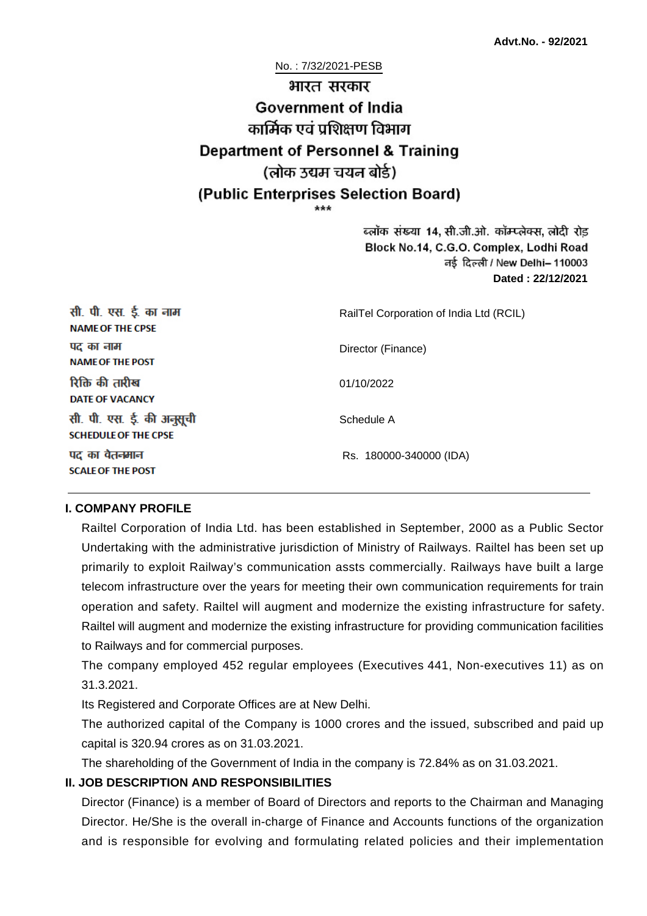**Advt.No. - 92/2021**

No. : 7/32/2021-PESB

# भारत सरकार
# Government of India
## कार्मिक एवं प्रशिक्षण विभाग
## Department of Personnel & Training
## (लोक उद्यम चयन बोर्ड)
## (Public Enterprises Selection Board)

\*\*\*

ब्लॉक संख्या 14, सी.जी.ओ. कॉम्प्लेक्स, लोदी रोड
Block No.14, C.G.O. Complex, Lodhi Road
नई दिल्ली / New Delhi– 110003
**Dated : 22/12/2021**

| | |
|---|---|
| सी. पी. एस. ई. का नाम<br>**NAME OF THE CPSE** | RailTel Corporation of India Ltd (RCIL) |
| पद का नाम<br>**NAME OF THE POST** | Director (Finance) |
| रिक्ति की तारीख<br>**DATE OF VACANCY** | 01/10/2022 |
| सी. पी. एस. ई. की अनुसूची<br>**SCHEDULE OF THE CPSE** | Schedule A |
| पद का वेतनमान<br>**SCALE OF THE POST** | Rs. 180000-340000 (IDA) |

### I. COMPANY PROFILE

Railtel Corporation of India Ltd. has been established in September, 2000 as a Public Sector Undertaking with the administrative jurisdiction of Ministry of Railways. Railtel has been set up primarily to exploit Railway's communication assts commercially. Railways have built a large telecom infrastructure over the years for meeting their own communication requirements for train operation and safety. Railtel will augment and modernize the existing infrastructure for safety. Railtel will augment and modernize the existing infrastructure for providing communication facilities to Railways and for commercial purposes.

The company employed 452 regular employees (Executives 441, Non-executives 11) as on 31.3.2021.

Its Registered and Corporate Offices are at New Delhi.

The authorized capital of the Company is 1000 crores and the issued, subscribed and paid up capital is 320.94 crores as on 31.03.2021.

The shareholding of the Government of India in the company is 72.84% as on 31.03.2021.

### II. JOB DESCRIPTION AND RESPONSIBILITIES

Director (Finance) is a member of Board of Directors and reports to the Chairman and Managing Director. He/She is the overall in-charge of Finance and Accounts functions of the organization and is responsible for evolving and formulating related policies and their implementation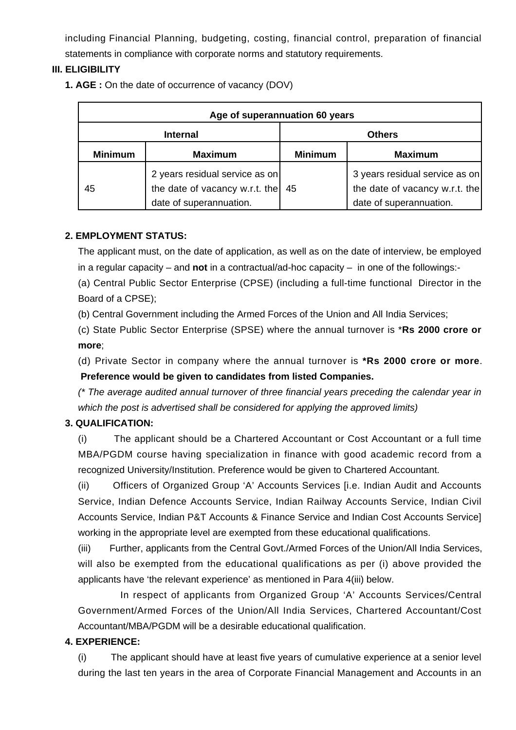including Financial Planning, budgeting, costing, financial control, preparation of financial statements in compliance with corporate norms and statutory requirements.

**III. ELIGIBILITY**

**1. AGE :** On the date of occurrence of vacancy (DOV)

| Age of superannuation 60 years | | | |
|---|---|---|---|
| **Internal** | | **Others** | |
| **Minimum** | **Maximum** | **Minimum** | **Maximum** |
| 45 | 2 years residual service as on the date of vacancy w.r.t. the date of superannuation. | 45 | 3 years residual service as on the date of vacancy w.r.t. the date of superannuation. |

**2. EMPLOYMENT STATUS:**

The applicant must, on the date of application, as well as on the date of interview, be employed in a regular capacity – and **not** in a contractual/ad-hoc capacity – in one of the followings:-

(a) Central Public Sector Enterprise (CPSE) (including a full-time functional Director in the Board of a CPSE);

(b) Central Government including the Armed Forces of the Union and All India Services;

(c) State Public Sector Enterprise (SPSE) where the annual turnover is ***Rs 2000 crore or more**;

(d) Private Sector in company where the annual turnover is ***Rs 2000 crore or more**. **Preference would be given to candidates from listed Companies.**

*(* The average audited annual turnover of three financial years preceding the calendar year in which the post is advertised shall be considered for applying the approved limits)*

**3. QUALIFICATION:**

(i) The applicant should be a Chartered Accountant or Cost Accountant or a full time MBA/PGDM course having specialization in finance with good academic record from a recognized University/Institution. Preference would be given to Chartered Accountant.

(ii) Officers of Organized Group 'A' Accounts Services [i.e. Indian Audit and Accounts Service, Indian Defence Accounts Service, Indian Railway Accounts Service, Indian Civil Accounts Service, Indian P&T Accounts & Finance Service and Indian Cost Accounts Service] working in the appropriate level are exempted from these educational qualifications.

(iii) Further, applicants from the Central Govt./Armed Forces of the Union/All India Services, will also be exempted from the educational qualifications as per (i) above provided the applicants have 'the relevant experience' as mentioned in Para 4(iii) below.

In respect of applicants from Organized Group 'A' Accounts Services/Central Government/Armed Forces of the Union/All India Services, Chartered Accountant/Cost Accountant/MBA/PGDM will be a desirable educational qualification.

**4. EXPERIENCE:**

(i) The applicant should have at least five years of cumulative experience at a senior level during the last ten years in the area of Corporate Financial Management and Accounts in an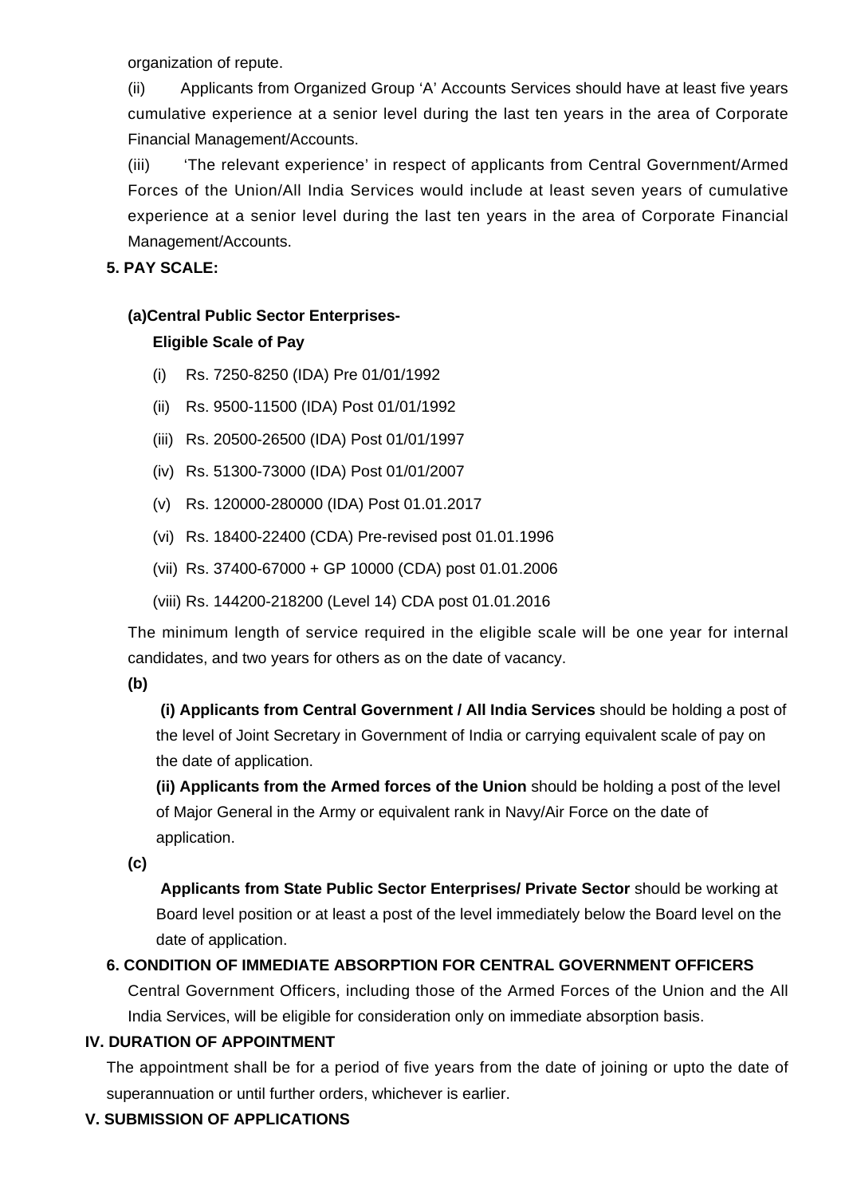organization of repute.

(ii) Applicants from Organized Group 'A' Accounts Services should have at least five years cumulative experience at a senior level during the last ten years in the area of Corporate Financial Management/Accounts.

(iii) 'The relevant experience' in respect of applicants from Central Government/Armed Forces of the Union/All India Services would include at least seven years of cumulative experience at a senior level during the last ten years in the area of Corporate Financial Management/Accounts.

**5. PAY SCALE:**

**(a)Central Public Sector Enterprises-**

**Eligible Scale of Pay**

(i) Rs. 7250-8250 (IDA) Pre 01/01/1992

(ii) Rs. 9500-11500 (IDA) Post 01/01/1992

(iii) Rs. 20500-26500 (IDA) Post 01/01/1997

(iv) Rs. 51300-73000 (IDA) Post 01/01/2007

(v) Rs. 120000-280000 (IDA) Post 01.01.2017

(vi) Rs. 18400-22400 (CDA) Pre-revised post 01.01.1996

(vii) Rs. 37400-67000 + GP 10000 (CDA) post 01.01.2006

(viii) Rs. 144200-218200 (Level 14) CDA post 01.01.2016

The minimum length of service required in the eligible scale will be one year for internal candidates, and two years for others as on the date of vacancy.

**(b)**

**(i) Applicants from Central Government / All India Services** should be holding a post of the level of Joint Secretary in Government of India or carrying equivalent scale of pay on the date of application.

**(ii) Applicants from the Armed forces of the Union** should be holding a post of the level of Major General in the Army or equivalent rank in Navy/Air Force on the date of application.

**(c)**

**Applicants from State Public Sector Enterprises/ Private Sector** should be working at Board level position or at least a post of the level immediately below the Board level on the date of application.

**6. CONDITION OF IMMEDIATE ABSORPTION FOR CENTRAL GOVERNMENT OFFICERS**

Central Government Officers, including those of the Armed Forces of the Union and the All India Services, will be eligible for consideration only on immediate absorption basis.

## IV. DURATION OF APPOINTMENT

The appointment shall be for a period of five years from the date of joining or upto the date of superannuation or until further orders, whichever is earlier.

## V. SUBMISSION OF APPLICATIONS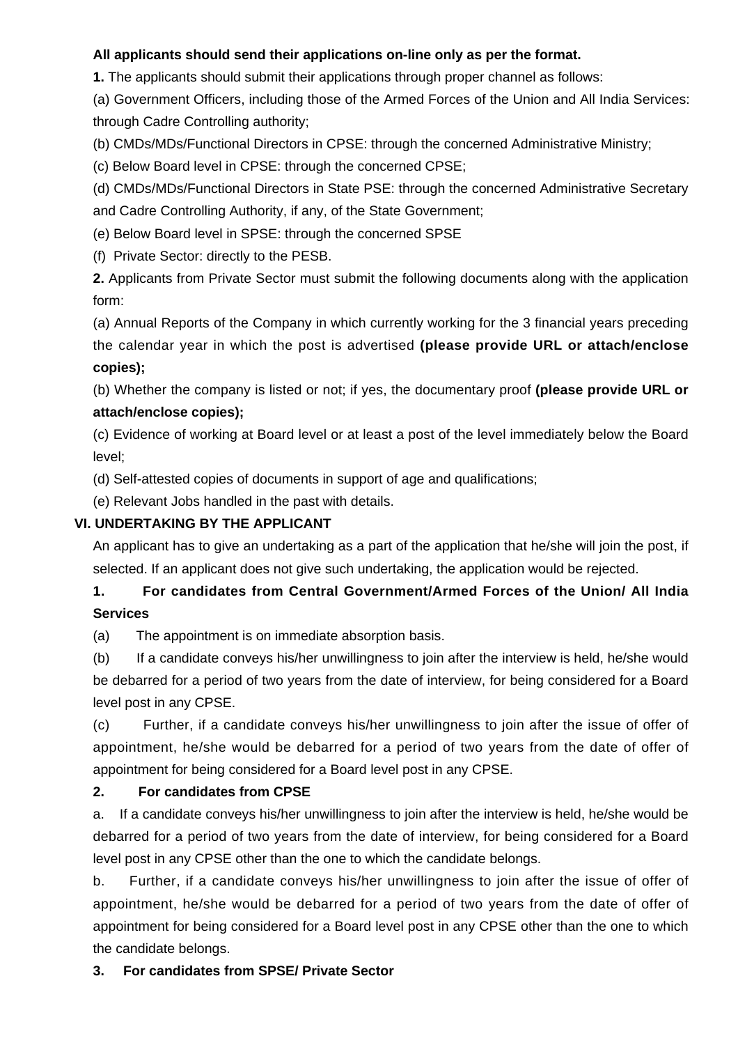**All applicants should send their applications on-line only as per the format.**

**1.** The applicants should submit their applications through proper channel as follows:

(a) Government Officers, including those of the Armed Forces of the Union and All India Services: through Cadre Controlling authority;

(b) CMDs/MDs/Functional Directors in CPSE: through the concerned Administrative Ministry;

(c) Below Board level in CPSE: through the concerned CPSE;

(d) CMDs/MDs/Functional Directors in State PSE: through the concerned Administrative Secretary and Cadre Controlling Authority, if any, of the State Government;

(e) Below Board level in SPSE: through the concerned SPSE

(f) Private Sector: directly to the PESB.

**2.** Applicants from Private Sector must submit the following documents along with the application form:

(a) Annual Reports of the Company in which currently working for the 3 financial years preceding the calendar year in which the post is advertised **(please provide URL or attach/enclose copies);**

(b) Whether the company is listed or not; if yes, the documentary proof **(please provide URL or attach/enclose copies);**

(c) Evidence of working at Board level or at least a post of the level immediately below the Board level;

(d) Self-attested copies of documents in support of age and qualifications;

(e) Relevant Jobs handled in the past with details.

## VI. UNDERTAKING BY THE APPLICANT

An applicant has to give an undertaking as a part of the application that he/she will join the post, if selected. If an applicant does not give such undertaking, the application would be rejected.

**1. For candidates from Central Government/Armed Forces of the Union/ All India Services**

(a) The appointment is on immediate absorption basis.

(b) If a candidate conveys his/her unwillingness to join after the interview is held, he/she would be debarred for a period of two years from the date of interview, for being considered for a Board level post in any CPSE.

(c) Further, if a candidate conveys his/her unwillingness to join after the issue of offer of appointment, he/she would be debarred for a period of two years from the date of offer of appointment for being considered for a Board level post in any CPSE.

**2. For candidates from CPSE**

a. If a candidate conveys his/her unwillingness to join after the interview is held, he/she would be debarred for a period of two years from the date of interview, for being considered for a Board level post in any CPSE other than the one to which the candidate belongs.

b. Further, if a candidate conveys his/her unwillingness to join after the issue of offer of appointment, he/she would be debarred for a period of two years from the date of offer of appointment for being considered for a Board level post in any CPSE other than the one to which the candidate belongs.

**3. For candidates from SPSE/ Private Sector**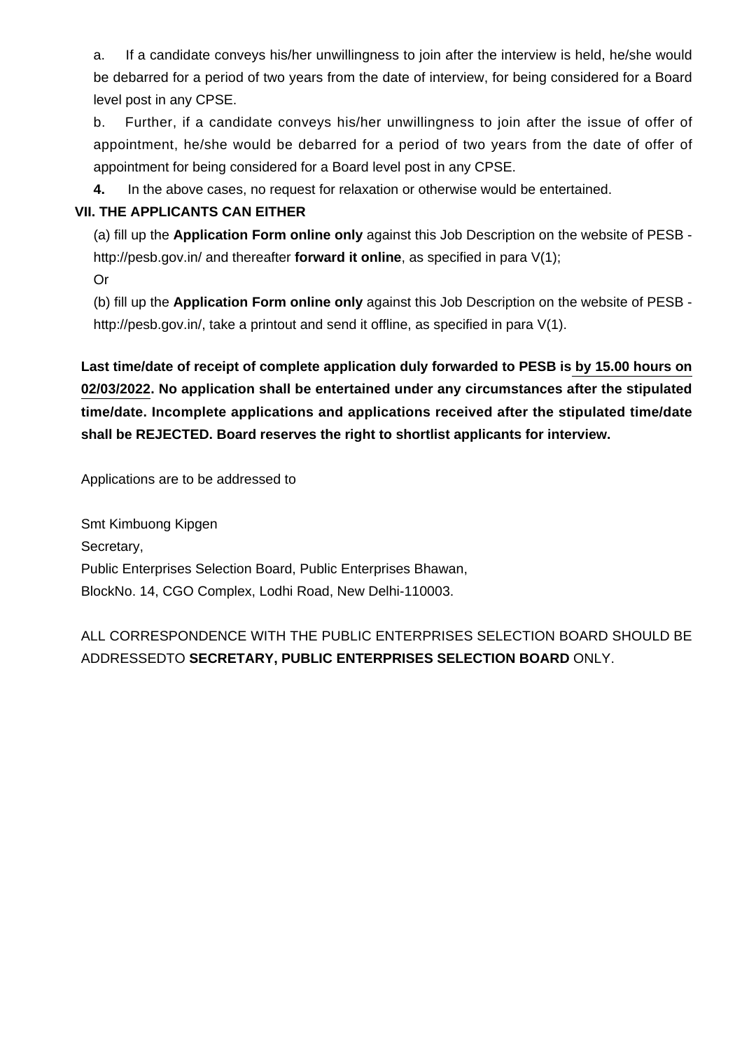a. If a candidate conveys his/her unwillingness to join after the interview is held, he/she would be debarred for a period of two years from the date of interview, for being considered for a Board level post in any CPSE.

b. Further, if a candidate conveys his/her unwillingness to join after the issue of offer of appointment, he/she would be debarred for a period of two years from the date of offer of appointment for being considered for a Board level post in any CPSE.

**4.** In the above cases, no request for relaxation or otherwise would be entertained.

**VII. THE APPLICANTS CAN EITHER**

(a) fill up the **Application Form online only** against this Job Description on the website of PESB - http://pesb.gov.in/ and thereafter **forward it online**, as specified in para V(1);

Or

(b) fill up the **Application Form online only** against this Job Description on the website of PESB - http://pesb.gov.in/, take a printout and send it offline, as specified in para V(1).

**Last time/date of receipt of complete application duly forwarded to PESB is by 15.00 hours on 02/03/2022. No application shall be entertained under any circumstances after the stipulated time/date. Incomplete applications and applications received after the stipulated time/date shall be REJECTED. Board reserves the right to shortlist applicants for interview.**

Applications are to be addressed to

Smt Kimbuong Kipgen
Secretary,
Public Enterprises Selection Board, Public Enterprises Bhawan,
BlockNo. 14, CGO Complex, Lodhi Road, New Delhi-110003.

ALL CORRESPONDENCE WITH THE PUBLIC ENTERPRISES SELECTION BOARD SHOULD BE ADDRESSEDTO **SECRETARY, PUBLIC ENTERPRISES SELECTION BOARD** ONLY.